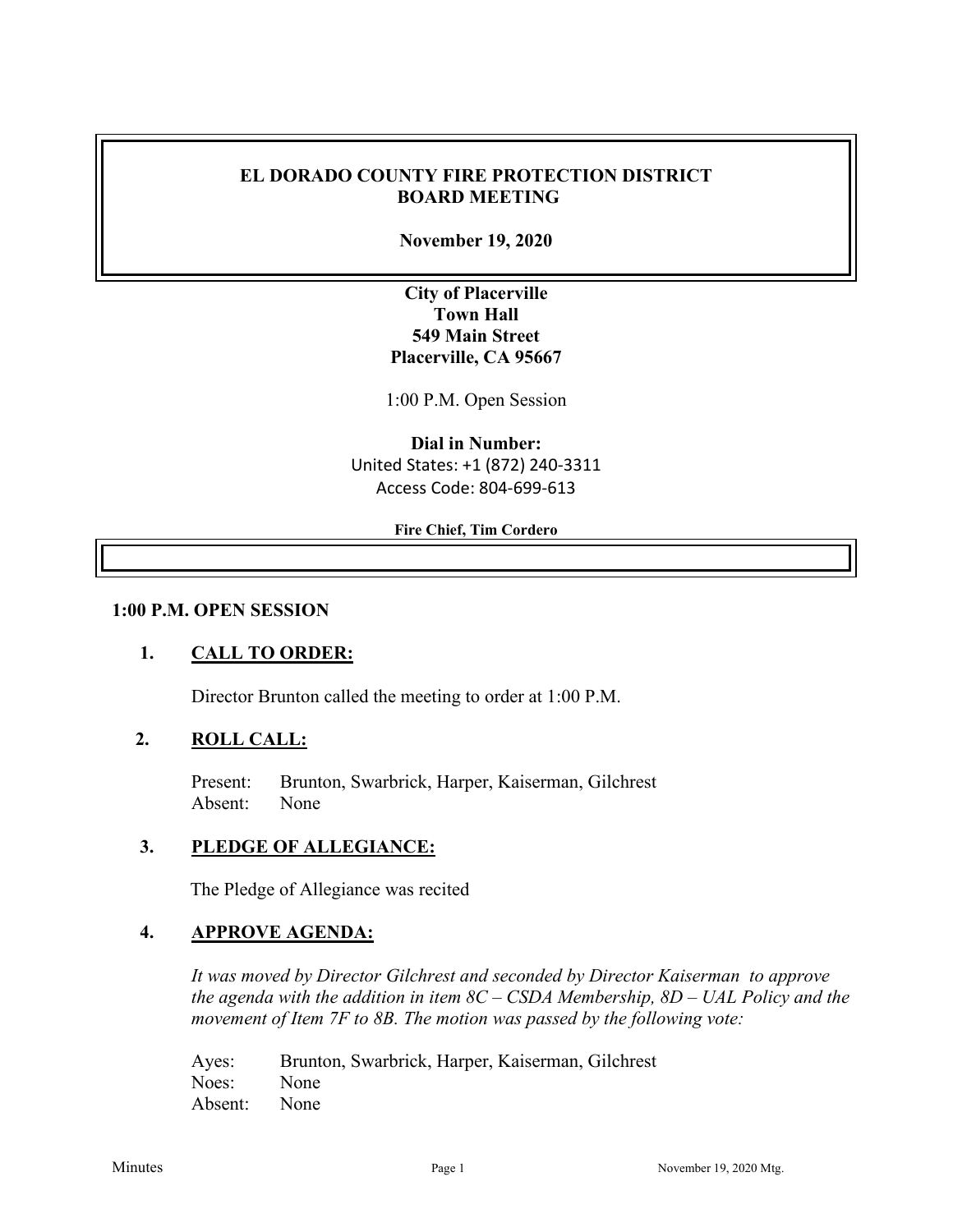# EL DORADO COUNTY FIRE PROTECTION DISTRICT BOARD MEETING

**November 19, 2020**

**City of Placerville**
**Town Hall**
**549 Main Street**
**Placerville, CA 95667**

1:00 P.M. Open Session

**Dial in Number:**
United States: +1 (872) 240-3311
Access Code: 804-699-613

**Fire Chief, Tim Cordero**

## 1:00 P.M. OPEN SESSION

### 1. CALL TO ORDER:

Director Brunton called the meeting to order at 1:00 P.M.

### 2. ROLL CALL:

Present: Brunton, Swarbrick, Harper, Kaiserman, Gilchrest
Absent: None

### 3. PLEDGE OF ALLEGIANCE:

The Pledge of Allegiance was recited

### 4. APPROVE AGENDA:

*It was moved by Director Gilchrest and seconded by Director Kaiserman to approve the agenda with the addition in item 8C – CSDA Membership, 8D – UAL Policy and the movement of Item 7F to 8B. The motion was passed by the following vote:*

Ayes: Brunton, Swarbrick, Harper, Kaiserman, Gilchrest
Noes: None
Absent: None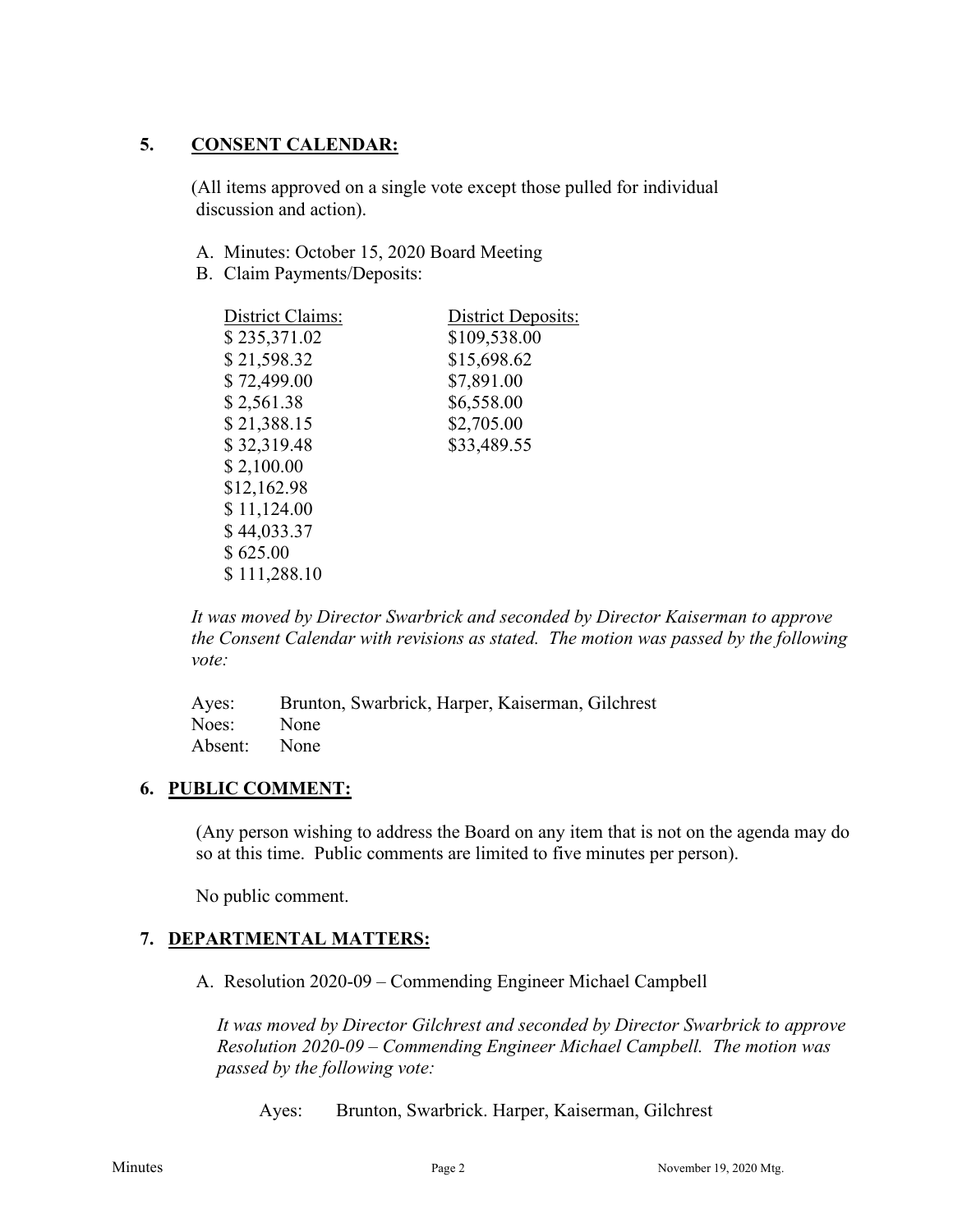## 5. CONSENT CALENDAR:

(All items approved on a single vote except those pulled for individual discussion and action).

A. Minutes: October 15, 2020 Board Meeting
B. Claim Payments/Deposits:

| District Claims: | District Deposits: |
|---|---|
| $ 235,371.02 | $109,538.00 |
| $ 21,598.32 | $15,698.62 |
| $ 72,499.00 | $7,891.00 |
| $ 2,561.38 | $6,558.00 |
| $ 21,388.15 | $2,705.00 |
| $ 32,319.48 | $33,489.55 |
| $ 2,100.00 | |
| $12,162.98 | |
| $ 11,124.00 | |
| $ 44,033.37 | |
| $ 625.00 | |
| $ 111,288.10 | |

*It was moved by Director Swarbrick and seconded by Director Kaiserman to approve the Consent Calendar with revisions as stated. The motion was passed by the following vote:*

Ayes: Brunton, Swarbrick, Harper, Kaiserman, Gilchrest
Noes: None
Absent: None

## 6. PUBLIC COMMENT:

(Any person wishing to address the Board on any item that is not on the agenda may do so at this time. Public comments are limited to five minutes per person).

No public comment.

## 7. DEPARTMENTAL MATTERS:

A. Resolution 2020-09 – Commending Engineer Michael Campbell

*It was moved by Director Gilchrest and seconded by Director Swarbrick to approve Resolution 2020-09 – Commending Engineer Michael Campbell. The motion was passed by the following vote:*

Ayes: Brunton, Swarbrick. Harper, Kaiserman, Gilchrest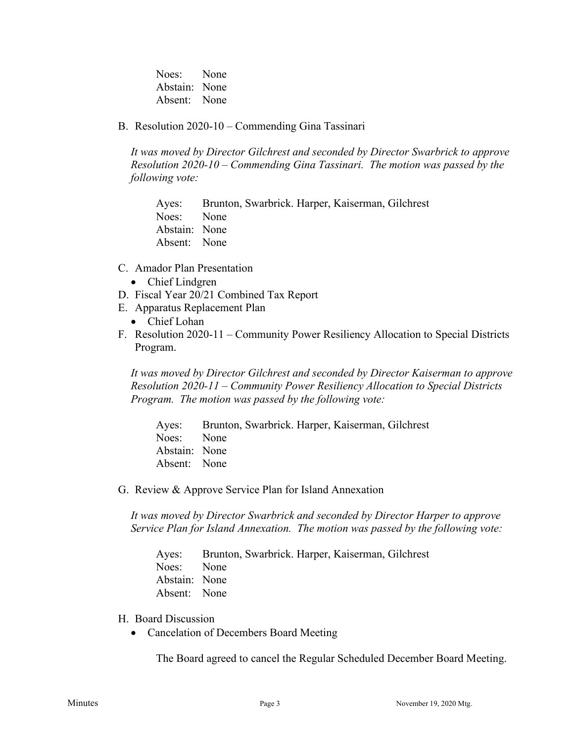Noes: None
Abstain: None
Absent: None

B. Resolution 2020-10 – Commending Gina Tassinari

*It was moved by Director Gilchrest and seconded by Director Swarbrick to approve Resolution 2020-10 – Commending Gina Tassinari. The motion was passed by the following vote:*

Ayes: Brunton, Swarbrick. Harper, Kaiserman, Gilchrest
Noes: None
Abstain: None
Absent: None

C. Amador Plan Presentation
   - Chief Lindgren

D. Fiscal Year 20/21 Combined Tax Report

E. Apparatus Replacement Plan
   - Chief Lohan

F. Resolution 2020-11 – Community Power Resiliency Allocation to Special Districts Program.

*It was moved by Director Gilchrest and seconded by Director Kaiserman to approve Resolution 2020-11 – Community Power Resiliency Allocation to Special Districts Program. The motion was passed by the following vote:*

Ayes: Brunton, Swarbrick. Harper, Kaiserman, Gilchrest
Noes: None
Abstain: None
Absent: None

G. Review & Approve Service Plan for Island Annexation

*It was moved by Director Swarbrick and seconded by Director Harper to approve Service Plan for Island Annexation. The motion was passed by the following vote:*

Ayes: Brunton, Swarbrick. Harper, Kaiserman, Gilchrest
Noes: None
Abstain: None
Absent: None

H. Board Discussion
   - Cancelation of Decembers Board Meeting

The Board agreed to cancel the Regular Scheduled December Board Meeting.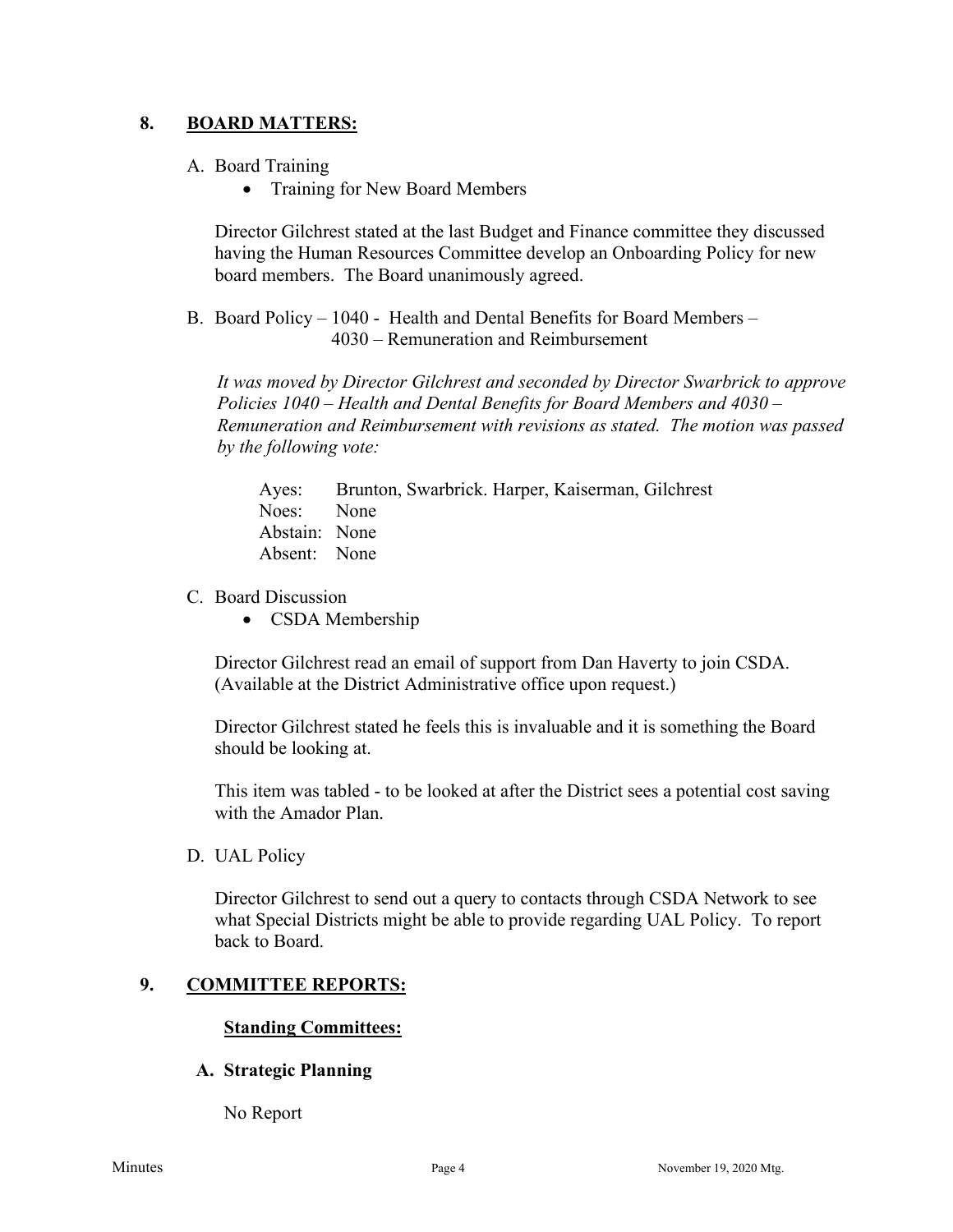## 8. **BOARD MATTERS:**

A. Board Training

- Training for New Board Members

Director Gilchrest stated at the last Budget and Finance committee they discussed having the Human Resources Committee develop an Onboarding Policy for new board members. The Board unanimously agreed.

B. Board Policy – 1040 - Health and Dental Benefits for Board Members – 4030 – Remuneration and Reimbursement

*It was moved by Director Gilchrest and seconded by Director Swarbrick to approve Policies 1040 – Health and Dental Benefits for Board Members and 4030 – Remuneration and Reimbursement with revisions as stated. The motion was passed by the following vote:*

Ayes: Brunton, Swarbrick. Harper, Kaiserman, Gilchrest
Noes: None
Abstain: None
Absent: None

C. Board Discussion

- CSDA Membership

Director Gilchrest read an email of support from Dan Haverty to join CSDA. (Available at the District Administrative office upon request.)

Director Gilchrest stated he feels this is invaluable and it is something the Board should be looking at.

This item was tabled - to be looked at after the District sees a potential cost saving with the Amador Plan.

D. UAL Policy

Director Gilchrest to send out a query to contacts through CSDA Network to see what Special Districts might be able to provide regarding UAL Policy. To report back to Board.

## 9. **COMMITTEE REPORTS:**

**Standing Committees:**

**A. Strategic Planning**

No Report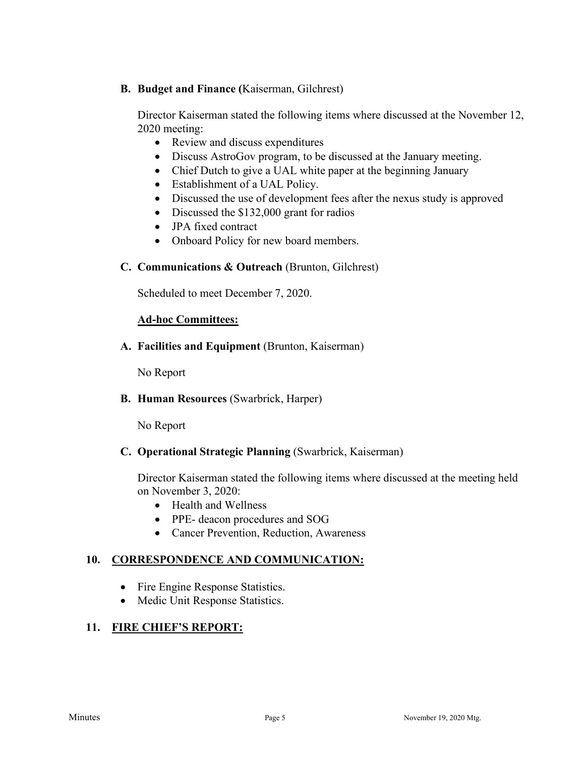**B. Budget and Finance (**Kaiserman, Gilchrest)

Director Kaiserman stated the following items where discussed at the November 12, 2020 meeting:

- Review and discuss expenditures
- Discuss AstroGov program, to be discussed at the January meeting.
- Chief Dutch to give a UAL white paper at the beginning January
- Establishment of a UAL Policy.
- Discussed the use of development fees after the nexus study is approved
- Discussed the $132,000 grant for radios
- JPA fixed contract
- Onboard Policy for new board members.

**C. Communications & Outreach** (Brunton, Gilchrest)

Scheduled to meet December 7, 2020.

**Ad-hoc Committees:**

**A. Facilities and Equipment** (Brunton, Kaiserman)

No Report

**B. Human Resources** (Swarbrick, Harper)

No Report

**C. Operational Strategic Planning** (Swarbrick, Kaiserman)

Director Kaiserman stated the following items where discussed at the meeting held on November 3, 2020:

- Health and Wellness
- PPE- deacon procedures and SOG
- Cancer Prevention, Reduction, Awareness

## 10. CORRESPONDENCE AND COMMUNICATION:

- Fire Engine Response Statistics.
- Medic Unit Response Statistics.

## 11. FIRE CHIEF'S REPORT: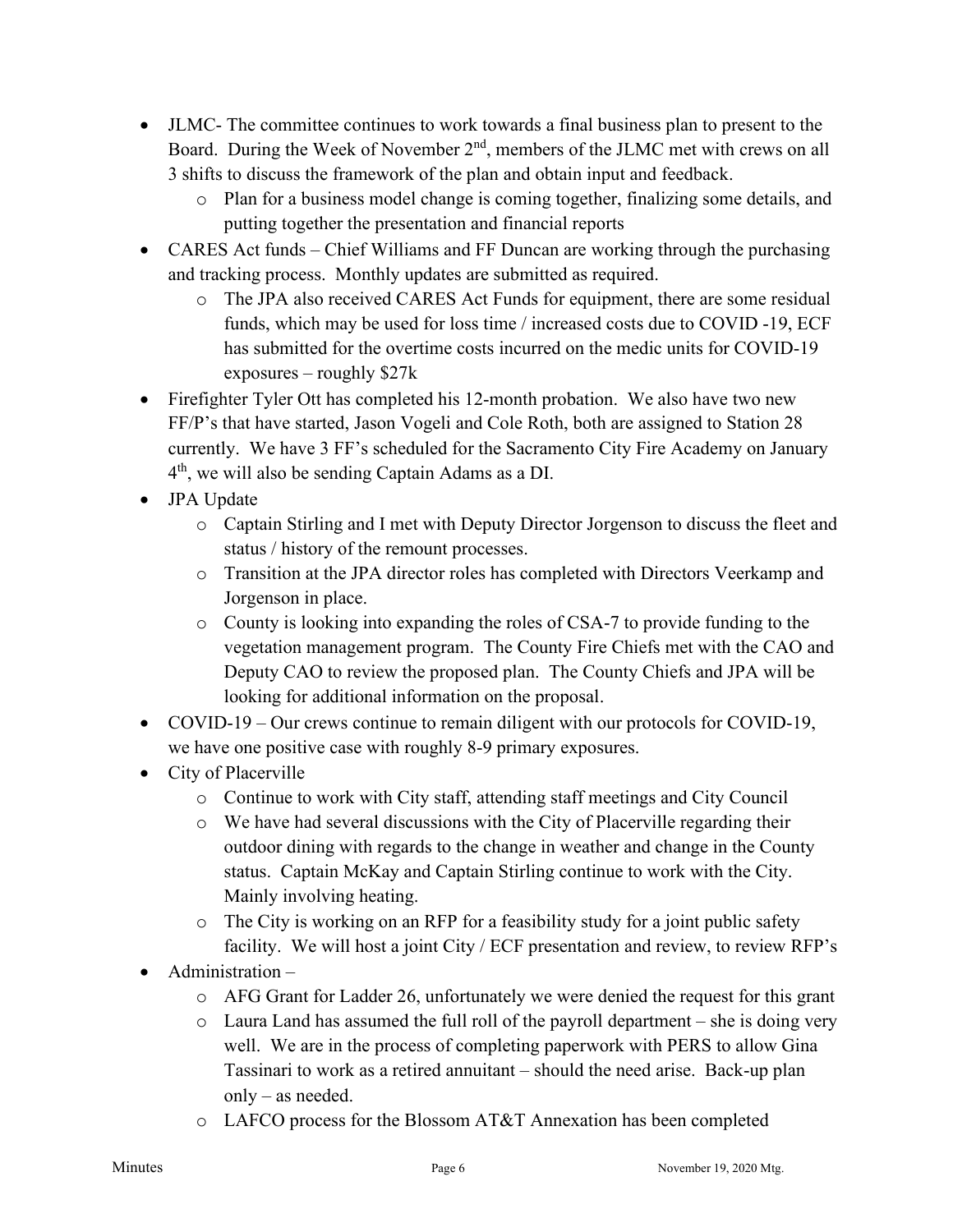- JLMC- The committee continues to work towards a final business plan to present to the Board. During the Week of November 2nd, members of the JLMC met with crews on all 3 shifts to discuss the framework of the plan and obtain input and feedback.
  - Plan for a business model change is coming together, finalizing some details, and putting together the presentation and financial reports
- CARES Act funds – Chief Williams and FF Duncan are working through the purchasing and tracking process. Monthly updates are submitted as required.
  - The JPA also received CARES Act Funds for equipment, there are some residual funds, which may be used for loss time / increased costs due to COVID -19, ECF has submitted for the overtime costs incurred on the medic units for COVID-19 exposures – roughly $27k
- Firefighter Tyler Ott has completed his 12-month probation. We also have two new FF/P's that have started, Jason Vogeli and Cole Roth, both are assigned to Station 28 currently. We have 3 FF's scheduled for the Sacramento City Fire Academy on January 4th, we will also be sending Captain Adams as a DI.
- JPA Update
  - Captain Stirling and I met with Deputy Director Jorgenson to discuss the fleet and status / history of the remount processes.
  - Transition at the JPA director roles has completed with Directors Veerkamp and Jorgenson in place.
  - County is looking into expanding the roles of CSA-7 to provide funding to the vegetation management program. The County Fire Chiefs met with the CAO and Deputy CAO to review the proposed plan. The County Chiefs and JPA will be looking for additional information on the proposal.
- COVID-19 – Our crews continue to remain diligent with our protocols for COVID-19, we have one positive case with roughly 8-9 primary exposures.
- City of Placerville
  - Continue to work with City staff, attending staff meetings and City Council
  - We have had several discussions with the City of Placerville regarding their outdoor dining with regards to the change in weather and change in the County status. Captain McKay and Captain Stirling continue to work with the City. Mainly involving heating.
  - The City is working on an RFP for a feasibility study for a joint public safety facility. We will host a joint City / ECF presentation and review, to review RFP's
- Administration –
  - AFG Grant for Ladder 26, unfortunately we were denied the request for this grant
  - Laura Land has assumed the full roll of the payroll department – she is doing very well. We are in the process of completing paperwork with PERS to allow Gina Tassinari to work as a retired annuitant – should the need arise. Back-up plan only – as needed.
  - LAFCO process for the Blossom AT&T Annexation has been completed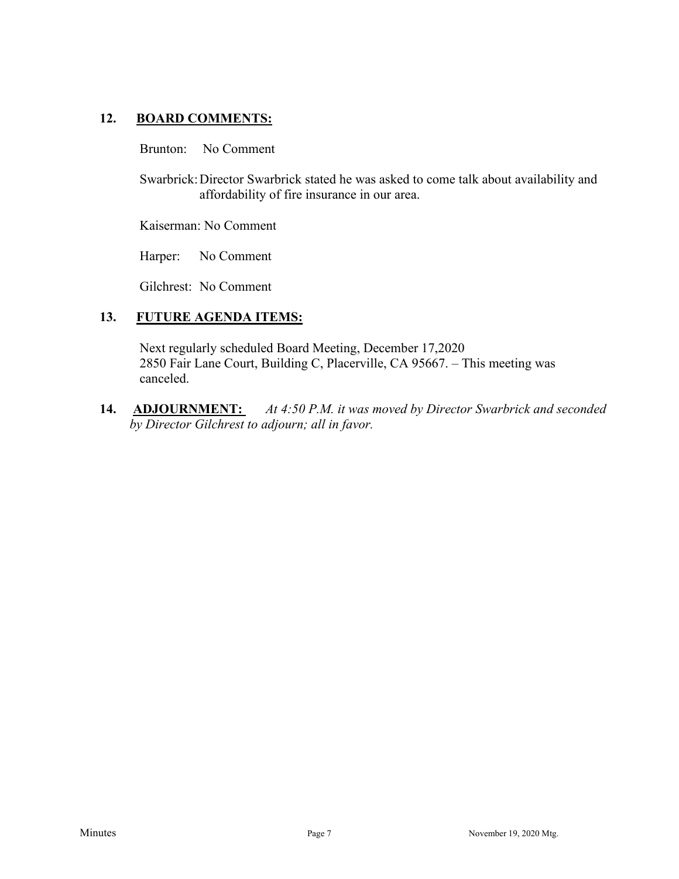## 12. BOARD COMMENTS:

Brunton: No Comment

Swarbrick: Director Swarbrick stated he was asked to come talk about availability and affordability of fire insurance in our area.

Kaiserman: No Comment

Harper: No Comment

Gilchrest: No Comment

## 13. FUTURE AGENDA ITEMS:

Next regularly scheduled Board Meeting, December 17,2020
2850 Fair Lane Court, Building C, Placerville, CA 95667. – This meeting was canceled.

## 14. ADJOURNMENT:

*At 4:50 P.M. it was moved by Director Swarbrick and seconded by Director Gilchrest to adjourn; all in favor.*